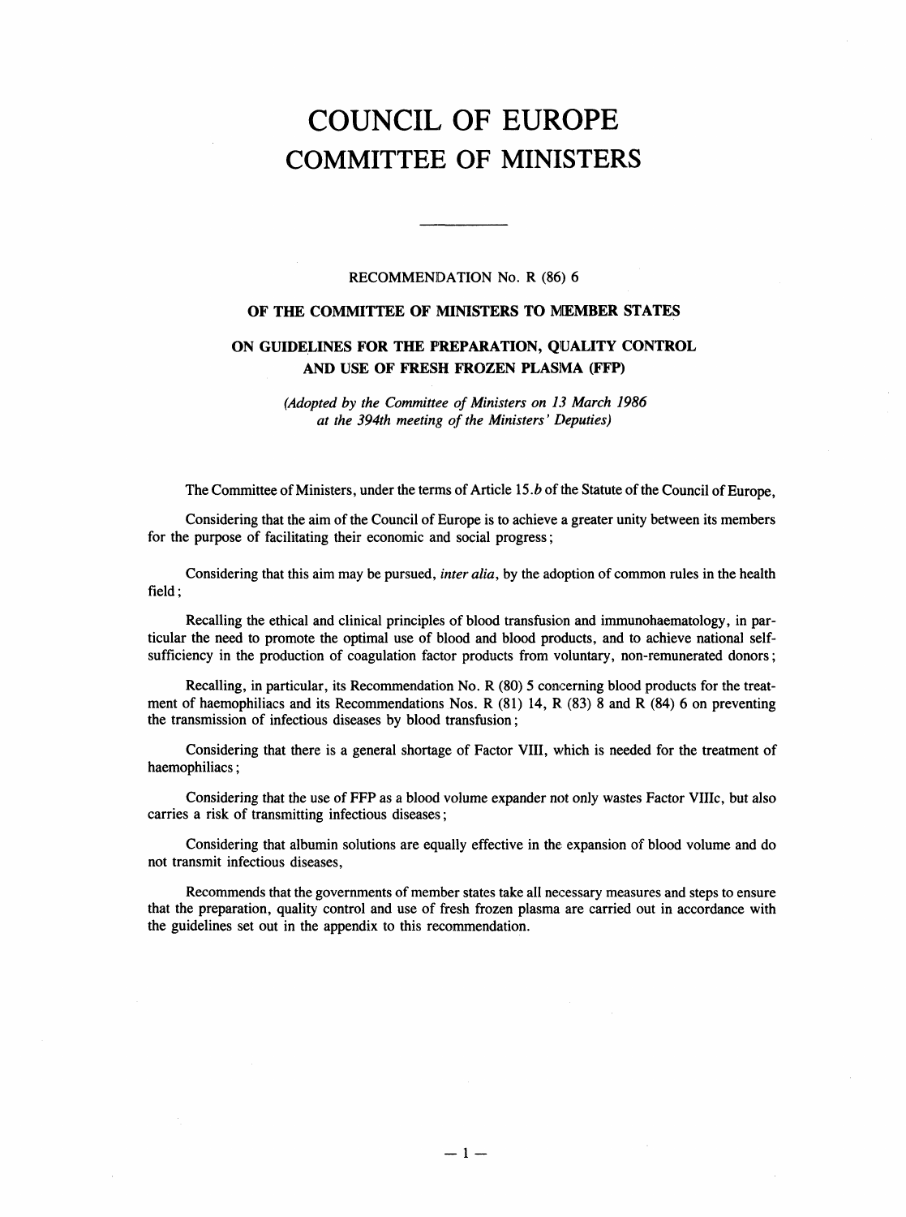# COUNCIL OF EUROPE
# COMMITTEE OF MINISTERS

---

RECOMMENDATION No. R (86) 6

## OF THE COMMITTEE OF MINISTERS TO MEMBER STATES

## ON GUIDELINES FOR THE PREPARATION, QUALITY CONTROL AND USE OF FRESH FROZEN PLASMA (FFP)

*(Adopted by the Committee of Ministers on 13 March 1986 at the 394th meeting of the Ministers' Deputies)*

The Committee of Ministers, under the terms of Article 15.*b* of the Statute of the Council of Europe,

Considering that the aim of the Council of Europe is to achieve a greater unity between its members for the purpose of facilitating their economic and social progress;

Considering that this aim may be pursued, *inter alia*, by the adoption of common rules in the health field;

Recalling the ethical and clinical principles of blood transfusion and immunohaematology, in particular the need to promote the optimal use of blood and blood products, and to achieve national self-sufficiency in the production of coagulation factor products from voluntary, non-remunerated donors;

Recalling, in particular, its Recommendation No. R (80) 5 concerning blood products for the treatment of haemophiliacs and its Recommendations Nos. R (81) 14, R (83) 8 and R (84) 6 on preventing the transmission of infectious diseases by blood transfusion;

Considering that there is a general shortage of Factor VIII, which is needed for the treatment of haemophiliacs;

Considering that the use of FFP as a blood volume expander not only wastes Factor VIIIc, but also carries a risk of transmitting infectious diseases;

Considering that albumin solutions are equally effective in the expansion of blood volume and do not transmit infectious diseases,

Recommends that the governments of member states take all necessary measures and steps to ensure that the preparation, quality control and use of fresh frozen plasma are carried out in accordance with the guidelines set out in the appendix to this recommendation.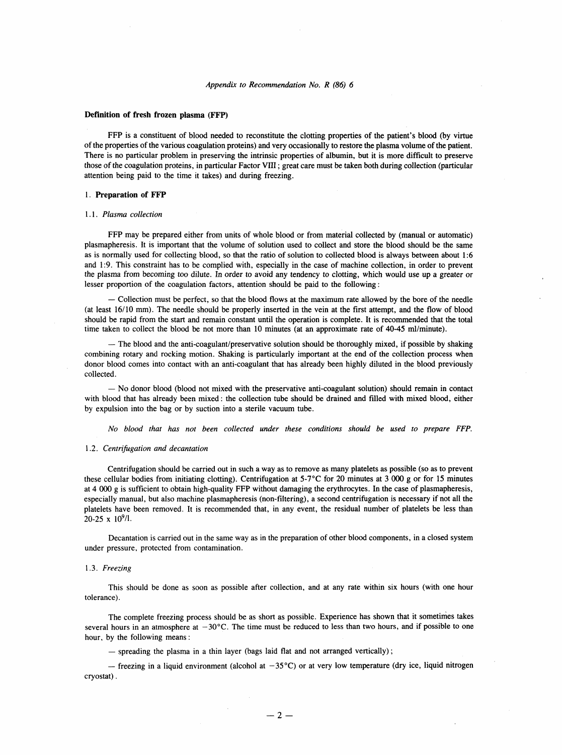*Appendix to Recommendation No. R (86) 6*

**Definition of fresh frozen plasma (FFP)**

FFP is a constituent of blood needed to reconstitute the clotting properties of the patient's blood (by virtue of the properties of the various coagulation proteins) and very occasionally to restore the plasma volume of the patient. There is no particular problem in preserving the intrinsic properties of albumin, but it is more difficult to preserve those of the coagulation proteins, in particular Factor VIII; great care must be taken both during collection (particular attention being paid to the time it takes) and during freezing.

## 1. Preparation of FFP

### 1.1. *Plasma collection*

FFP may be prepared either from units of whole blood or from material collected by (manual or automatic) plasmapheresis. It is important that the volume of solution used to collect and store the blood should be the same as is normally used for collecting blood, so that the ratio of solution to collected blood is always between about 1:6 and 1:9. This constraint has to be complied with, especially in the case of machine collection, in order to prevent the plasma from becoming too dilute. In order to avoid any tendency to clotting, which would use up a greater or lesser proportion of the coagulation factors, attention should be paid to the following:

— Collection must be perfect, so that the blood flows at the maximum rate allowed by the bore of the needle (at least 16/10 mm). The needle should be properly inserted in the vein at the first attempt, and the flow of blood should be rapid from the start and remain constant until the operation is complete. It is recommended that the total time taken to collect the blood be not more than 10 minutes (at an approximate rate of 40-45 ml/minute).

— The blood and the anti-coagulant/preservative solution should be thoroughly mixed, if possible by shaking combining rotary and rocking motion. Shaking is particularly important at the end of the collection process when donor blood comes into contact with an anti-coagulant that has already been highly diluted in the blood previously collected.

— No donor blood (blood not mixed with the preservative anti-coagulant solution) should remain in contact with blood that has already been mixed: the collection tube should be drained and filled with mixed blood, either by expulsion into the bag or by suction into a sterile vacuum tube.

*No blood that has not been collected under these conditions should be used to prepare FFP.*

### 1.2. *Centrifugation and decantation*

Centrifugation should be carried out in such a way as to remove as many platelets as possible (so as to prevent these cellular bodies from initiating clotting). Centrifugation at 5-7°C for 20 minutes at 3 000 g or for 15 minutes at 4 000 g is sufficient to obtain high-quality FFP without damaging the erythrocytes. In the case of plasmapheresis, especially manual, but also machine plasmapheresis (non-filtering), a second centrifugation is necessary if not all the platelets have been removed. It is recommended that, in any event, the residual number of platelets be less than 20-25 x $10^9$/l.

Decantation is carried out in the same way as in the preparation of other blood components, in a closed system under pressure, protected from contamination.

### 1.3. *Freezing*

This should be done as soon as possible after collection, and at any rate within six hours (with one hour tolerance).

The complete freezing process should be as short as possible. Experience has shown that it sometimes takes several hours in an atmosphere at −30°C. The time must be reduced to less than two hours, and if possible to one hour, by the following means:

— spreading the plasma in a thin layer (bags laid flat and not arranged vertically);

— freezing in a liquid environment (alcohol at −35°C) or at very low temperature (dry ice, liquid nitrogen cryostat).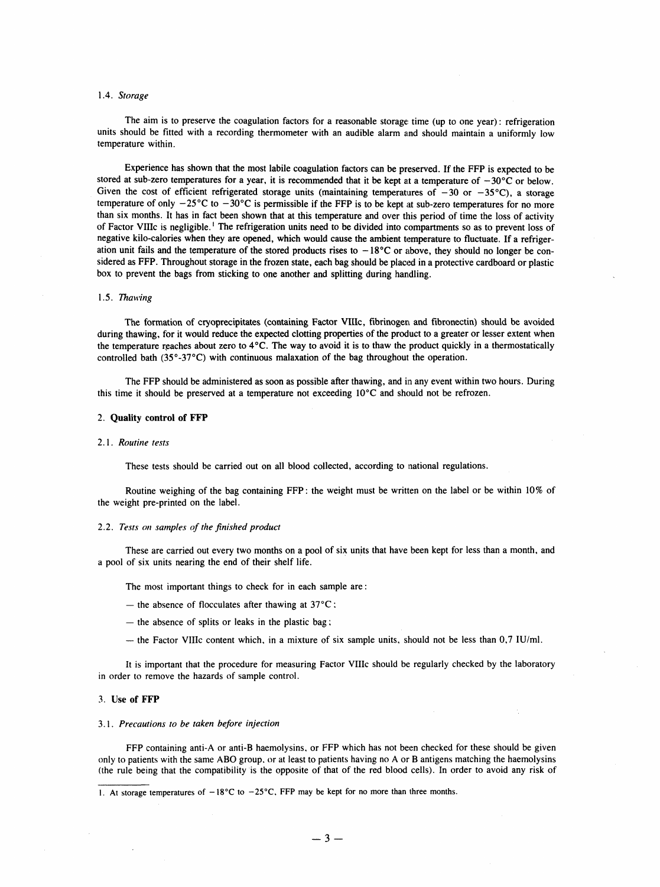1.4. *Storage*

The aim is to preserve the coagulation factors for a reasonable storage time (up to one year): refrigeration units should be fitted with a recording thermometer with an audible alarm and should maintain a uniformly low temperature within.

Experience has shown that the most labile coagulation factors can be preserved. If the FFP is expected to be stored at sub-zero temperatures for a year, it is recommended that it be kept at a temperature of −30°C or below. Given the cost of efficient refrigerated storage units (maintaining temperatures of −30 or −35°C), a storage temperature of only −25°C to −30°C is permissible if the FFP is to be kept at sub-zero temperatures for no more than six months. It has in fact been shown that at this temperature and over this period of time the loss of activity of Factor VIIIc is negligible.[1] The refrigeration units need to be divided into compartments so as to prevent loss of negative kilo-calories when they are opened, which would cause the ambient temperature to fluctuate. If a refrigeration unit fails and the temperature of the stored products rises to −18°C or above, they should no longer be considered as FFP. Throughout storage in the frozen state, each bag should be placed in a protective cardboard or plastic box to prevent the bags from sticking to one another and splitting during handling.

1.5. *Thawing*

The formation of cryoprecipitates (containing Factor VIIIc, fibrinogen and fibronectin) should be avoided during thawing, for it would reduce the expected clotting properties of the product to a greater or lesser extent when the temperature reaches about zero to 4°C. The way to avoid it is to thaw the product quickly in a thermostatically controlled bath (35°-37°C) with continuous malaxation of the bag throughout the operation.

The FFP should be administered as soon as possible after thawing, and in any event within two hours. During this time it should be preserved at a temperature not exceeding 10°C and should not be refrozen.

## 2. **Quality control of FFP**

2.1. *Routine tests*

These tests should be carried out on all blood collected, according to national regulations.

Routine weighing of the bag containing FFP: the weight must be written on the label or be within 10% of the weight pre-printed on the label.

2.2. *Tests on samples of the finished product*

These are carried out every two months on a pool of six units that have been kept for less than a month, and a pool of six units nearing the end of their shelf life.

The most important things to check for in each sample are:

- the absence of flocculates after thawing at 37°C;
- the absence of splits or leaks in the plastic bag;
- the Factor VIIIc content which, in a mixture of six sample units, should not be less than 0,7 IU/ml.

It is important that the procedure for measuring Factor VIIIc should be regularly checked by the laboratory in order to remove the hazards of sample control.

## 3. **Use of FFP**

3.1. *Precautions to be taken before injection*

FFP containing anti-A or anti-B haemolysins, or FFP which has not been checked for these should be given only to patients with the same ABO group, or at least to patients having no A or B antigens matching the haemolysins (the rule being that the compatibility is the opposite of that of the red blood cells). In order to avoid any risk of

---

1. At storage temperatures of −18°C to −25°C, FFP may be kept for no more than three months.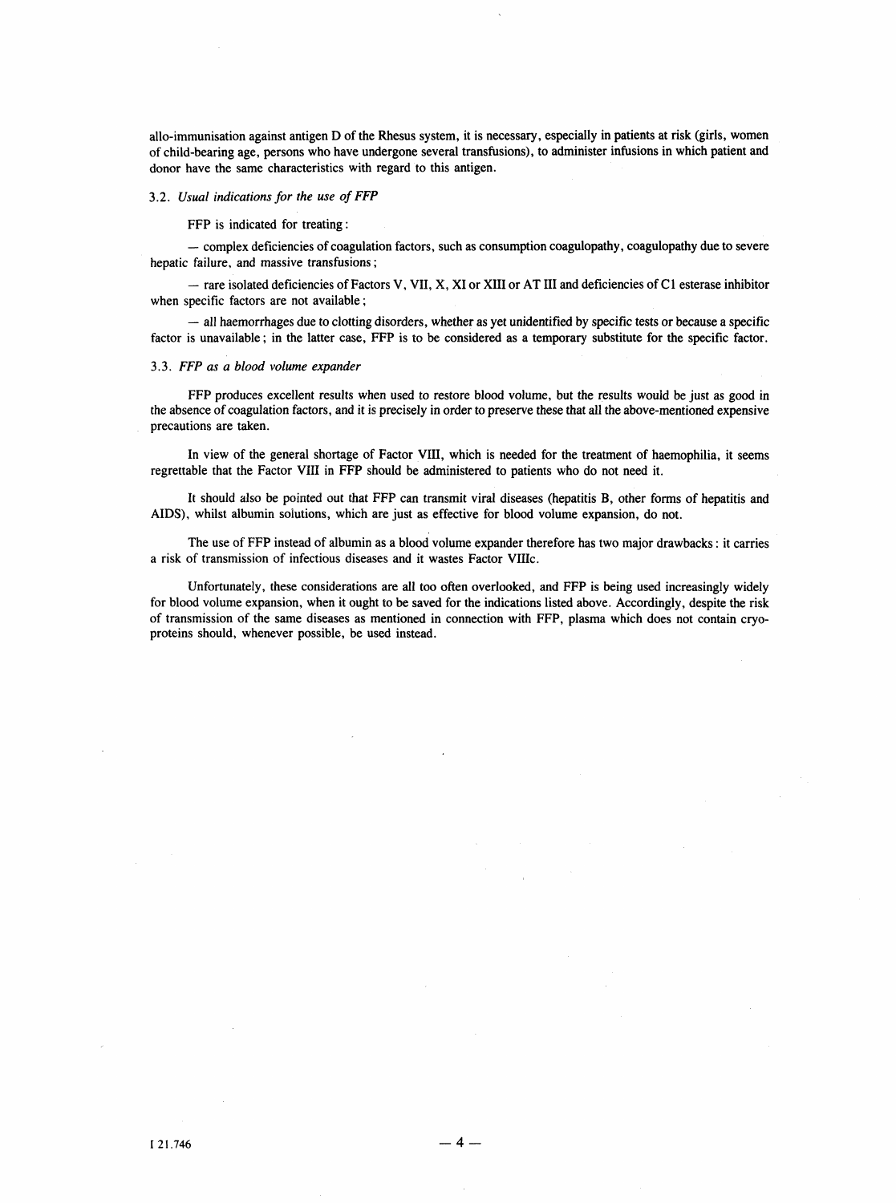allo-immunisation against antigen D of the Rhesus system, it is necessary, especially in patients at risk (girls, women of child-bearing age, persons who have undergone several transfusions), to administer infusions in which patient and donor have the same characteristics with regard to this antigen.

### 3.2. *Usual indications for the use of FFP*

FFP is indicated for treating:

— complex deficiencies of coagulation factors, such as consumption coagulopathy, coagulopathy due to severe hepatic failure, and massive transfusions;

— rare isolated deficiencies of Factors V, VII, X, XI or XIII or AT III and deficiencies of C1 esterase inhibitor when specific factors are not available;

— all haemorrhages due to clotting disorders, whether as yet unidentified by specific tests or because a specific factor is unavailable; in the latter case, FFP is to be considered as a temporary substitute for the specific factor.

### 3.3. *FFP as a blood volume expander*

FFP produces excellent results when used to restore blood volume, but the results would be just as good in the absence of coagulation factors, and it is precisely in order to preserve these that all the above-mentioned expensive precautions are taken.

In view of the general shortage of Factor VIII, which is needed for the treatment of haemophilia, it seems regrettable that the Factor VIII in FFP should be administered to patients who do not need it.

It should also be pointed out that FFP can transmit viral diseases (hepatitis B, other forms of hepatitis and AIDS), whilst albumin solutions, which are just as effective for blood volume expansion, do not.

The use of FFP instead of albumin as a blood volume expander therefore has two major drawbacks: it carries a risk of transmission of infectious diseases and it wastes Factor VIIIc.

Unfortunately, these considerations are all too often overlooked, and FFP is being used increasingly widely for blood volume expansion, when it ought to be saved for the indications listed above. Accordingly, despite the risk of transmission of the same diseases as mentioned in connection with FFP, plasma which does not contain cryo-proteins should, whenever possible, be used instead.

I 21.746